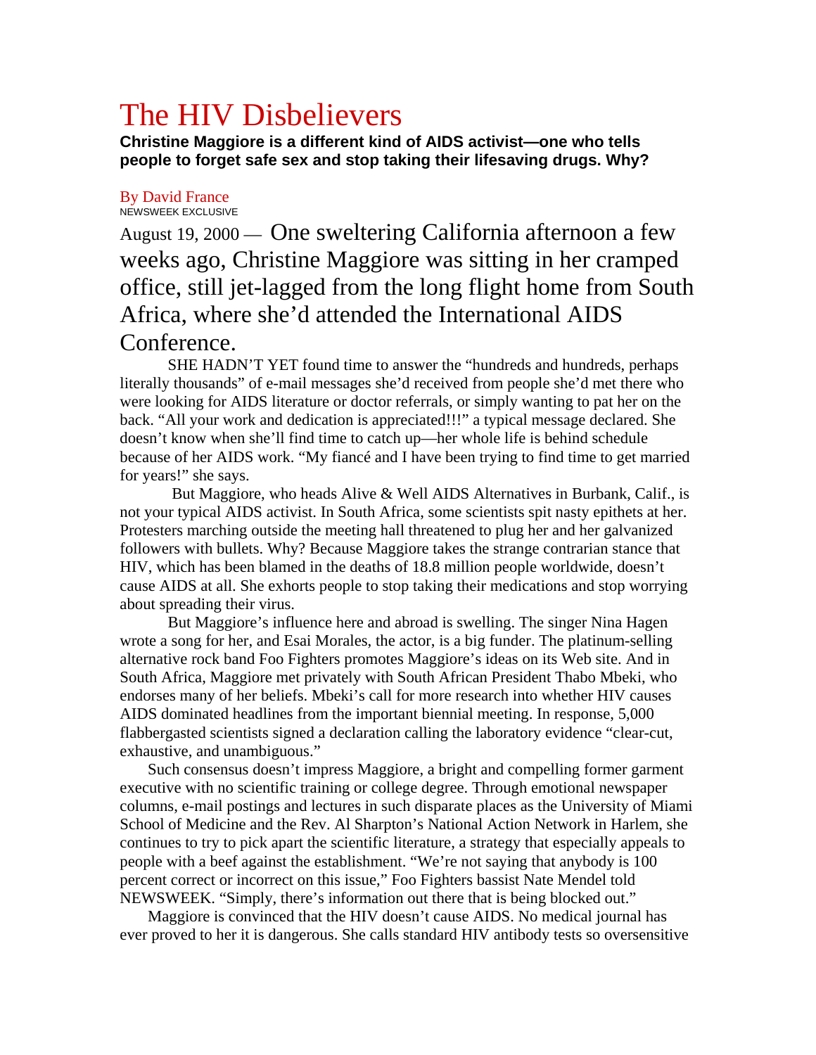# The HIV Disbelievers

**Christine Maggiore is a different kind of AIDS activist—one who tells people to forget safe sex and stop taking their lifesaving drugs. Why?**

By David France
NEWSWEEK EXCLUSIVE

August 19, 2000 — One sweltering California afternoon a few weeks ago, Christine Maggiore was sitting in her cramped office, still jet-lagged from the long flight home from South Africa, where she'd attended the International AIDS Conference.

SHE HADN'T YET found time to answer the "hundreds and hundreds, perhaps literally thousands" of e-mail messages she'd received from people she'd met there who were looking for AIDS literature or doctor referrals, or simply wanting to pat her on the back. "All your work and dedication is appreciated!!!" a typical message declared. She doesn't know when she'll find time to catch up—her whole life is behind schedule because of her AIDS work. "My fiancé and I have been trying to find time to get married for years!" she says.

But Maggiore, who heads Alive & Well AIDS Alternatives in Burbank, Calif., is not your typical AIDS activist. In South Africa, some scientists spit nasty epithets at her. Protesters marching outside the meeting hall threatened to plug her and her galvanized followers with bullets. Why? Because Maggiore takes the strange contrarian stance that HIV, which has been blamed in the deaths of 18.8 million people worldwide, doesn't cause AIDS at all. She exhorts people to stop taking their medications and stop worrying about spreading their virus.

But Maggiore's influence here and abroad is swelling. The singer Nina Hagen wrote a song for her, and Esai Morales, the actor, is a big funder. The platinum-selling alternative rock band Foo Fighters promotes Maggiore's ideas on its Web site. And in South Africa, Maggiore met privately with South African President Thabo Mbeki, who endorses many of her beliefs. Mbeki's call for more research into whether HIV causes AIDS dominated headlines from the important biennial meeting. In response, 5,000 flabbergasted scientists signed a declaration calling the laboratory evidence "clear-cut, exhaustive, and unambiguous."

Such consensus doesn't impress Maggiore, a bright and compelling former garment executive with no scientific training or college degree. Through emotional newspaper columns, e-mail postings and lectures in such disparate places as the University of Miami School of Medicine and the Rev. Al Sharpton's National Action Network in Harlem, she continues to try to pick apart the scientific literature, a strategy that especially appeals to people with a beef against the establishment. "We're not saying that anybody is 100 percent correct or incorrect on this issue," Foo Fighters bassist Nate Mendel told NEWSWEEK. "Simply, there's information out there that is being blocked out."

Maggiore is convinced that the HIV doesn't cause AIDS. No medical journal has ever proved to her it is dangerous. She calls standard HIV antibody tests so oversensitive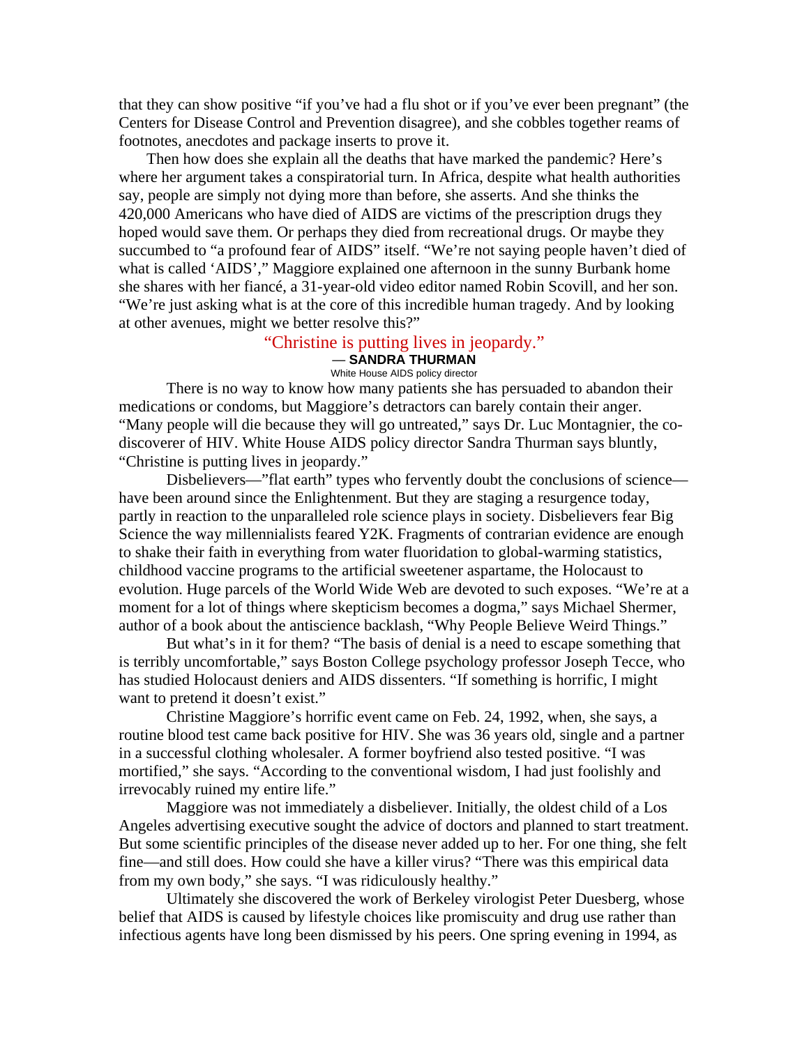that they can show positive "if you've had a flu shot or if you've ever been pregnant" (the Centers for Disease Control and Prevention disagree), and she cobbles together reams of footnotes, anecdotes and package inserts to prove it.

Then how does she explain all the deaths that have marked the pandemic? Here's where her argument takes a conspiratorial turn. In Africa, despite what health authorities say, people are simply not dying more than before, she asserts. And she thinks the 420,000 Americans who have died of AIDS are victims of the prescription drugs they hoped would save them. Or perhaps they died from recreational drugs. Or maybe they succumbed to "a profound fear of AIDS" itself. "We're not saying people haven't died of what is called 'AIDS'," Maggiore explained one afternoon in the sunny Burbank home she shares with her fiancé, a 31-year-old video editor named Robin Scovill, and her son. "We're just asking what is at the core of this incredible human tragedy. And by looking at other avenues, might we better resolve this?"

> "Christine is putting lives in jeopardy."
> — **SANDRA THURMAN**
> White House AIDS policy director

There is no way to know how many patients she has persuaded to abandon their medications or condoms, but Maggiore's detractors can barely contain their anger. "Many people will die because they will go untreated," says Dr. Luc Montagnier, the co-discoverer of HIV. White House AIDS policy director Sandra Thurman says bluntly, "Christine is putting lives in jeopardy."

Disbelievers—"flat earth" types who fervently doubt the conclusions of science—have been around since the Enlightenment. But they are staging a resurgence today, partly in reaction to the unparalleled role science plays in society. Disbelievers fear Big Science the way millennialists feared Y2K. Fragments of contrarian evidence are enough to shake their faith in everything from water fluoridation to global-warming statistics, childhood vaccine programs to the artificial sweetener aspartame, the Holocaust to evolution. Huge parcels of the World Wide Web are devoted to such exposes. "We're at a moment for a lot of things where skepticism becomes a dogma," says Michael Shermer, author of a book about the antiscience backlash, "Why People Believe Weird Things."

But what's in it for them? "The basis of denial is a need to escape something that is terribly uncomfortable," says Boston College psychology professor Joseph Tecce, who has studied Holocaust deniers and AIDS dissenters. "If something is horrific, I might want to pretend it doesn't exist."

Christine Maggiore's horrific event came on Feb. 24, 1992, when, she says, a routine blood test came back positive for HIV. She was 36 years old, single and a partner in a successful clothing wholesaler. A former boyfriend also tested positive. "I was mortified," she says. "According to the conventional wisdom, I had just foolishly and irrevocably ruined my entire life."

Maggiore was not immediately a disbeliever. Initially, the oldest child of a Los Angeles advertising executive sought the advice of doctors and planned to start treatment. But some scientific principles of the disease never added up to her. For one thing, she felt fine—and still does. How could she have a killer virus? "There was this empirical data from my own body," she says. "I was ridiculously healthy."

Ultimately she discovered the work of Berkeley virologist Peter Duesberg, whose belief that AIDS is caused by lifestyle choices like promiscuity and drug use rather than infectious agents have long been dismissed by his peers. One spring evening in 1994, as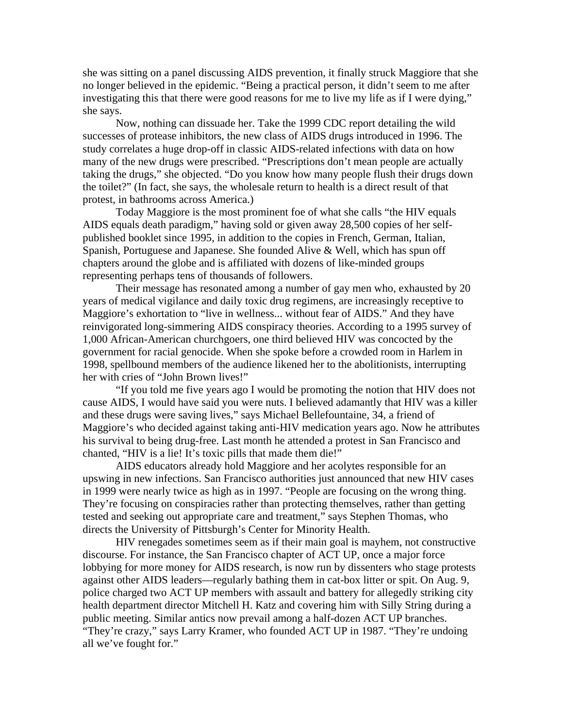she was sitting on a panel discussing AIDS prevention, it finally struck Maggiore that she no longer believed in the epidemic. "Being a practical person, it didn't seem to me after investigating this that there were good reasons for me to live my life as if I were dying," she says.

Now, nothing can dissuade her. Take the 1999 CDC report detailing the wild successes of protease inhibitors, the new class of AIDS drugs introduced in 1996. The study correlates a huge drop-off in classic AIDS-related infections with data on how many of the new drugs were prescribed. "Prescriptions don't mean people are actually taking the drugs," she objected. "Do you know how many people flush their drugs down the toilet?" (In fact, she says, the wholesale return to health is a direct result of that protest, in bathrooms across America.)

Today Maggiore is the most prominent foe of what she calls "the HIV equals AIDS equals death paradigm," having sold or given away 28,500 copies of her self-published booklet since 1995, in addition to the copies in French, German, Italian, Spanish, Portuguese and Japanese. She founded Alive & Well, which has spun off chapters around the globe and is affiliated with dozens of like-minded groups representing perhaps tens of thousands of followers.

Their message has resonated among a number of gay men who, exhausted by 20 years of medical vigilance and daily toxic drug regimens, are increasingly receptive to Maggiore's exhortation to "live in wellness... without fear of AIDS." And they have reinvigorated long-simmering AIDS conspiracy theories. According to a 1995 survey of 1,000 African-American churchgoers, one third believed HIV was concocted by the government for racial genocide. When she spoke before a crowded room in Harlem in 1998, spellbound members of the audience likened her to the abolitionists, interrupting her with cries of "John Brown lives!"

"If you told me five years ago I would be promoting the notion that HIV does not cause AIDS, I would have said you were nuts. I believed adamantly that HIV was a killer and these drugs were saving lives," says Michael Bellefountaine, 34, a friend of Maggiore's who decided against taking anti-HIV medication years ago. Now he attributes his survival to being drug-free. Last month he attended a protest in San Francisco and chanted, "HIV is a lie! It's toxic pills that made them die!"

AIDS educators already hold Maggiore and her acolytes responsible for an upswing in new infections. San Francisco authorities just announced that new HIV cases in 1999 were nearly twice as high as in 1997. "People are focusing on the wrong thing. They're focusing on conspiracies rather than protecting themselves, rather than getting tested and seeking out appropriate care and treatment," says Stephen Thomas, who directs the University of Pittsburgh's Center for Minority Health.

HIV renegades sometimes seem as if their main goal is mayhem, not constructive discourse. For instance, the San Francisco chapter of ACT UP, once a major force lobbying for more money for AIDS research, is now run by dissenters who stage protests against other AIDS leaders—regularly bathing them in cat-box litter or spit. On Aug. 9, police charged two ACT UP members with assault and battery for allegedly striking city health department director Mitchell H. Katz and covering him with Silly String during a public meeting. Similar antics now prevail among a half-dozen ACT UP branches. "They're crazy," says Larry Kramer, who founded ACT UP in 1987. "They're undoing all we've fought for."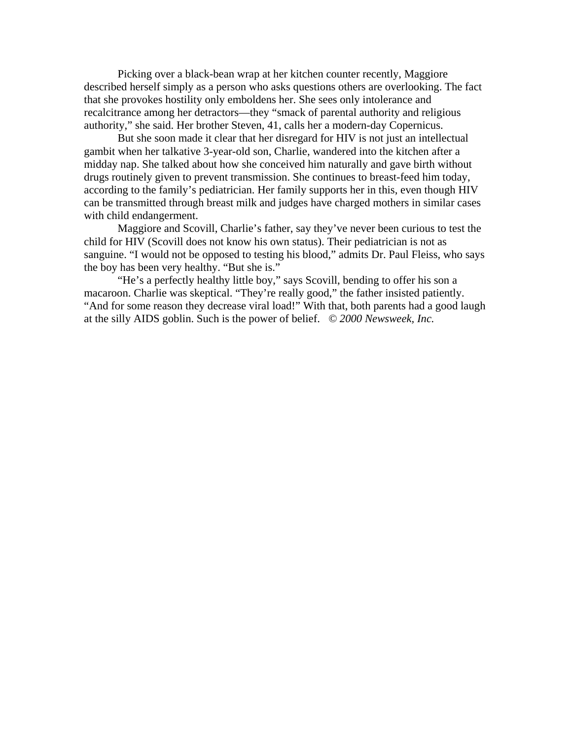Picking over a black-bean wrap at her kitchen counter recently, Maggiore described herself simply as a person who asks questions others are overlooking. The fact that she provokes hostility only emboldens her. She sees only intolerance and recalcitrance among her detractors—they "smack of parental authority and religious authority," she said. Her brother Steven, 41, calls her a modern-day Copernicus.

But she soon made it clear that her disregard for HIV is not just an intellectual gambit when her talkative 3-year-old son, Charlie, wandered into the kitchen after a midday nap. She talked about how she conceived him naturally and gave birth without drugs routinely given to prevent transmission. She continues to breast-feed him today, according to the family's pediatrician. Her family supports her in this, even though HIV can be transmitted through breast milk and judges have charged mothers in similar cases with child endangerment.

Maggiore and Scovill, Charlie's father, say they've never been curious to test the child for HIV (Scovill does not know his own status). Their pediatrician is not as sanguine. "I would not be opposed to testing his blood," admits Dr. Paul Fleiss, who says the boy has been very healthy. "But she is."

"He's a perfectly healthy little boy," says Scovill, bending to offer his son a macaroon. Charlie was skeptical. "They're really good," the father insisted patiently. "And for some reason they decrease viral load!" With that, both parents had a good laugh at the silly AIDS goblin. Such is the power of belief. *© 2000 Newsweek, Inc.*